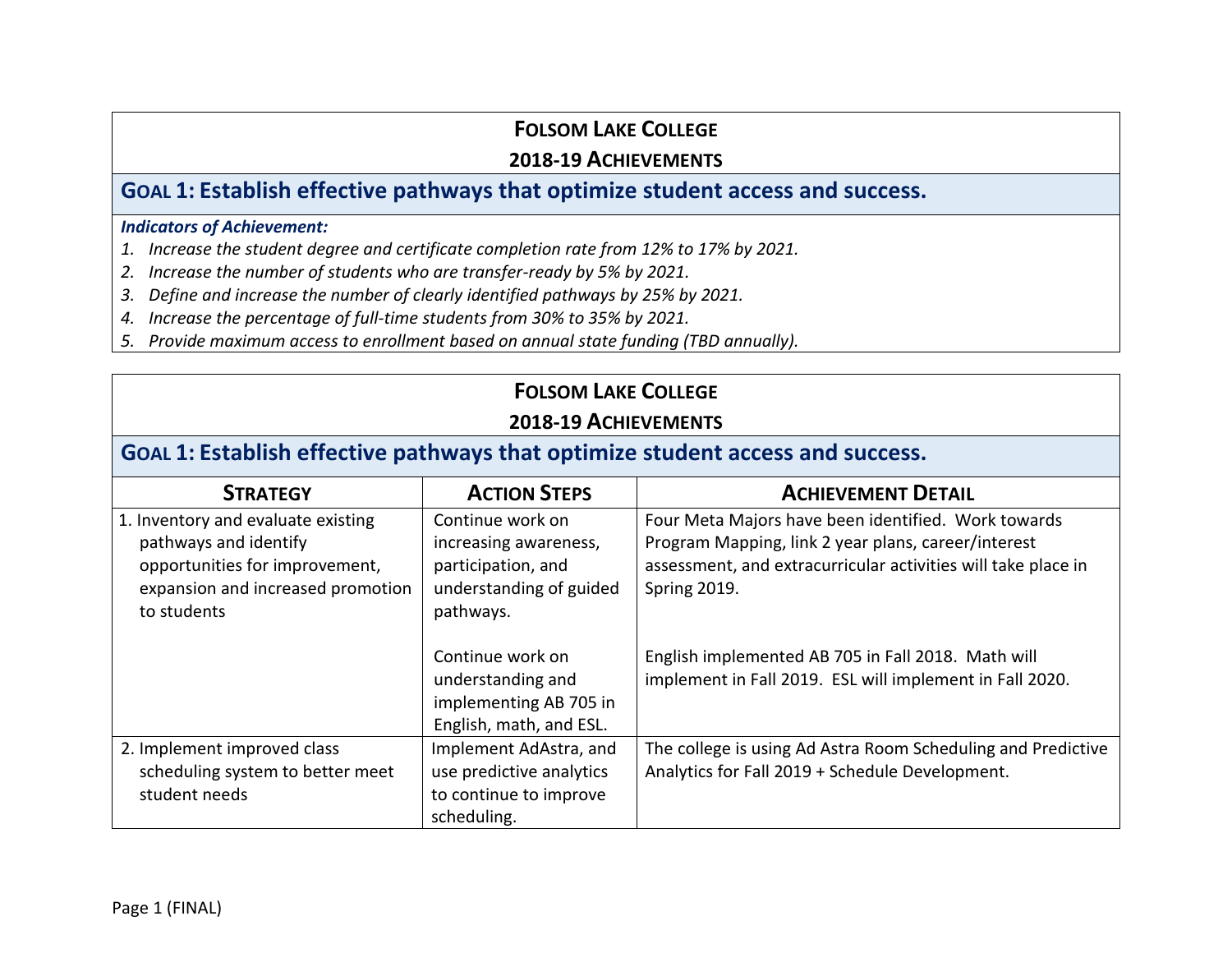# Folsom Lake College

## 2018-19 Achievements

### Goal 1: Establish effective pathways that optimize student access and success.

***Indicators of Achievement:***

1. *Increase the student degree and certificate completion rate from 12% to 17% by 2021.*
2. *Increase the number of students who are transfer-ready by 5% by 2021.*
3. *Define and increase the number of clearly identified pathways by 25% by 2021.*
4. *Increase the percentage of full-time students from 30% to 35% by 2021.*
5. *Provide maximum access to enrollment based on annual state funding (TBD annually).*

# Folsom Lake College

## 2018-19 Achievements

### Goal 1: Establish effective pathways that optimize student access and success.

| Strategy | Action Steps | Achievement Detail |
|---|---|---|
| 1. Inventory and evaluate existing pathways and identify opportunities for improvement, expansion and increased promotion to students | Continue work on increasing awareness, participation, and understanding of guided pathways. | Four Meta Majors have been identified. Work towards Program Mapping, link 2 year plans, career/interest assessment, and extracurricular activities will take place in Spring 2019. |
| | Continue work on understanding and implementing AB 705 in English, math, and ESL. | English implemented AB 705 in Fall 2018. Math will implement in Fall 2019. ESL will implement in Fall 2020. |
| 2. Implement improved class scheduling system to better meet student needs | Implement AdAstra, and use predictive analytics to continue to improve scheduling. | The college is using Ad Astra Room Scheduling and Predictive Analytics for Fall 2019 + Schedule Development. |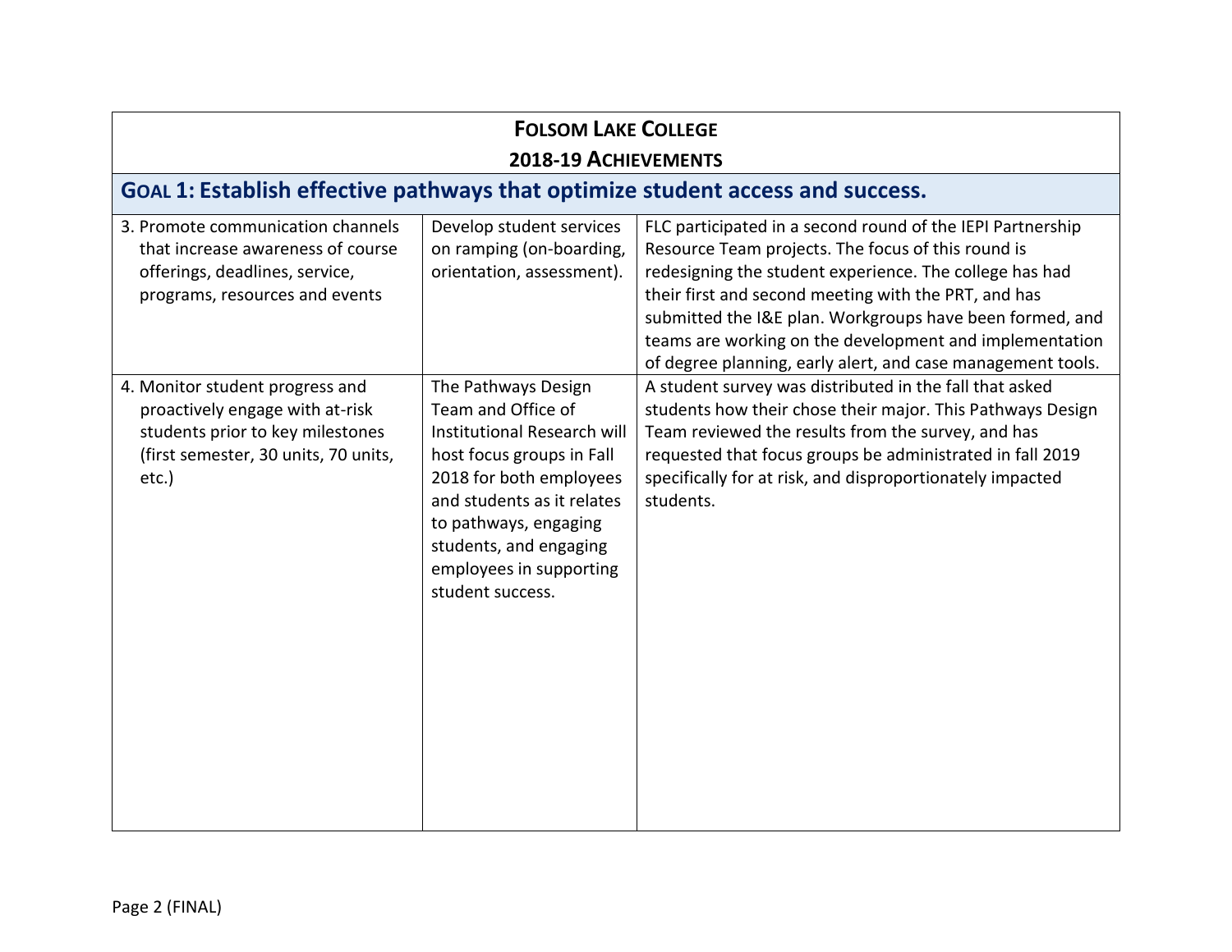# FOLSOM LAKE COLLEGE

## 2018-19 ACHIEVEMENTS

### GOAL 1: Establish effective pathways that optimize student access and success.

| | | |
|---|---|---|
| 3. Promote communication channels that increase awareness of course offerings, deadlines, service, programs, resources and events | Develop student services on ramping (on-boarding, orientation, assessment). | FLC participated in a second round of the IEPI Partnership Resource Team projects. The focus of this round is redesigning the student experience. The college has had their first and second meeting with the PRT, and has submitted the I&E plan. Workgroups have been formed, and teams are working on the development and implementation of degree planning, early alert, and case management tools. |
| 4. Monitor student progress and proactively engage with at-risk students prior to key milestones (first semester, 30 units, 70 units, etc.) | The Pathways Design Team and Office of Institutional Research will host focus groups in Fall 2018 for both employees and students as it relates to pathways, engaging students, and engaging employees in supporting student success. | A student survey was distributed in the fall that asked students how their chose their major. This Pathways Design Team reviewed the results from the survey, and has requested that focus groups be administrated in fall 2019 specifically for at risk, and disproportionately impacted students. |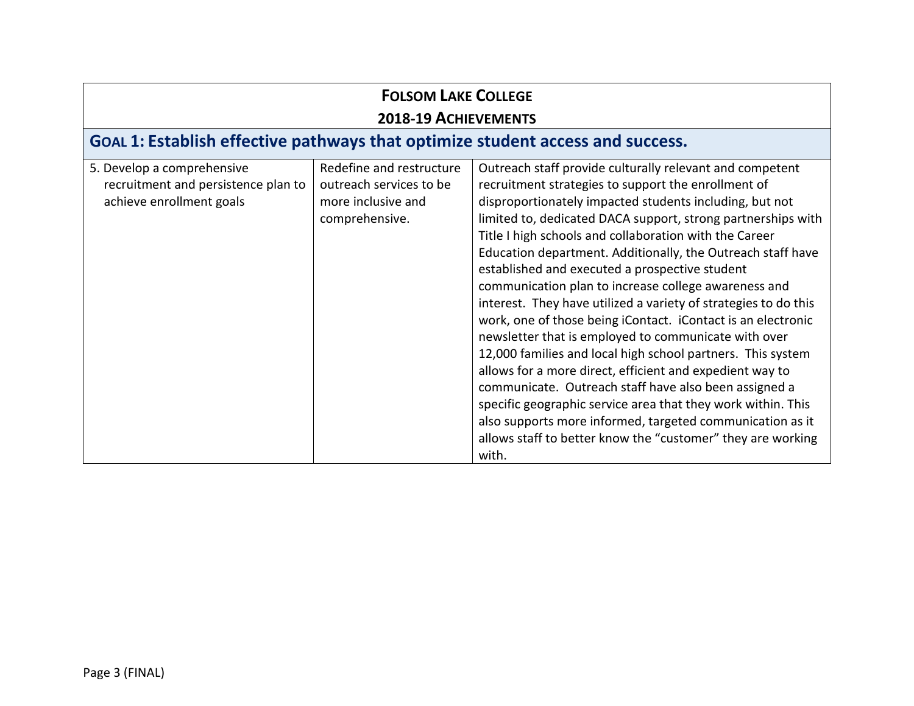| **FOLSOM LAKE COLLEGE 2018-19 ACHIEVEMENTS** | | |
|---|---|---|
| **GOAL 1: Establish effective pathways that optimize student access and success.** | | |
| 5. Develop a comprehensive recruitment and persistence plan to achieve enrollment goals | Redefine and restructure outreach services to be more inclusive and comprehensive. | Outreach staff provide culturally relevant and competent recruitment strategies to support the enrollment of disproportionately impacted students including, but not limited to, dedicated DACA support, strong partnerships with Title I high schools and collaboration with the Career Education department. Additionally, the Outreach staff have established and executed a prospective student communication plan to increase college awareness and interest. They have utilized a variety of strategies to do this work, one of those being iContact. iContact is an electronic newsletter that is employed to communicate with over 12,000 families and local high school partners. This system allows for a more direct, efficient and expedient way to communicate. Outreach staff have also been assigned a specific geographic service area that they work within. This also supports more informed, targeted communication as it allows staff to better know the "customer" they are working with. |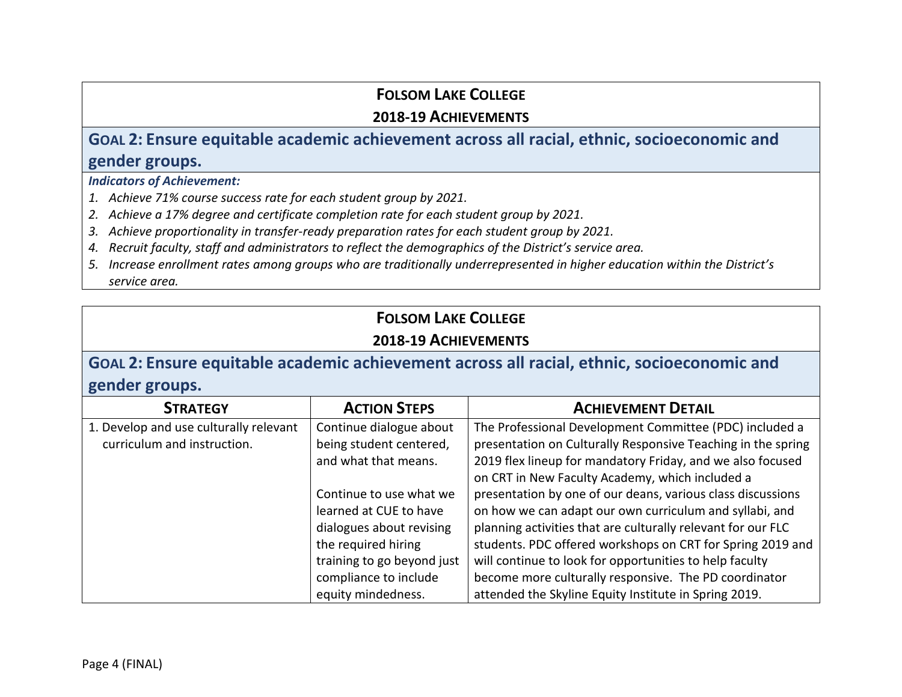## FOLSOM LAKE COLLEGE
## 2018-19 ACHIEVEMENTS

### GOAL 2: Ensure equitable academic achievement across all racial, ethnic, socioeconomic and gender groups.

***Indicators of Achievement:***

1. *Achieve 71% course success rate for each student group by 2021.*
2. *Achieve a 17% degree and certificate completion rate for each student group by 2021.*
3. *Achieve proportionality in transfer-ready preparation rates for each student group by 2021.*
4. *Recruit faculty, staff and administrators to reflect the demographics of the District's service area.*
5. *Increase enrollment rates among groups who are traditionally underrepresented in higher education within the District's service area.*

## FOLSOM LAKE COLLEGE
## 2018-19 ACHIEVEMENTS

### GOAL 2: Ensure equitable academic achievement across all racial, ethnic, socioeconomic and gender groups.

| STRATEGY | ACTION STEPS | ACHIEVEMENT DETAIL |
|---|---|---|
| 1. Develop and use culturally relevant curriculum and instruction. | Continue dialogue about being student centered, and what that means.<br><br>Continue to use what we learned at CUE to have dialogues about revising the required hiring training to go beyond just compliance to include equity mindedness. | The Professional Development Committee (PDC) included a presentation on Culturally Responsive Teaching in the spring 2019 flex lineup for mandatory Friday, and we also focused on CRT in New Faculty Academy, which included a presentation by one of our deans, various class discussions on how we can adapt our own curriculum and syllabi, and planning activities that are culturally relevant for our FLC students. PDC offered workshops on CRT for Spring 2019 and will continue to look for opportunities to help faculty become more culturally responsive. The PD coordinator attended the Skyline Equity Institute in Spring 2019. |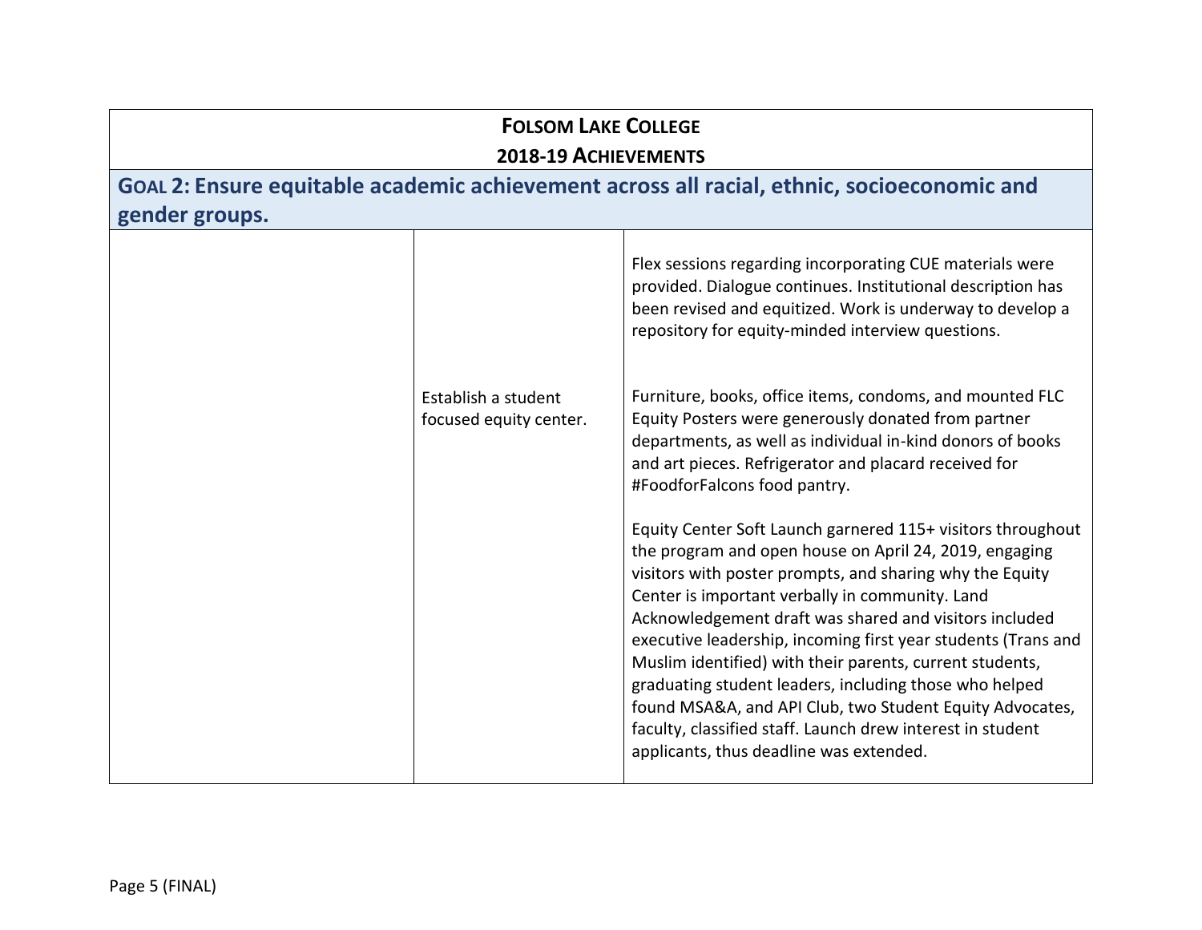| **Folsom Lake College**<br>**2018-19 Achievements** | | |
|---|---|---|
| **Goal 2: Ensure equitable academic achievement across all racial, ethnic, socioeconomic and gender groups.** | | |
| | | Flex sessions regarding incorporating CUE materials were provided. Dialogue continues. Institutional description has been revised and equitized. Work is underway to develop a repository for equity-minded interview questions. |
| | Establish a student focused equity center. | Furniture, books, office items, condoms, and mounted FLC Equity Posters were generously donated from partner departments, as well as individual in-kind donors of books and art pieces. Refrigerator and placard received for #FoodforFalcons food pantry.<br><br>Equity Center Soft Launch garnered 115+ visitors throughout the program and open house on April 24, 2019, engaging visitors with poster prompts, and sharing why the Equity Center is important verbally in community. Land Acknowledgement draft was shared and visitors included executive leadership, incoming first year students (Trans and Muslim identified) with their parents, current students, graduating student leaders, including those who helped found MSA&A, and API Club, two Student Equity Advocates, faculty, classified staff. Launch drew interest in student applicants, thus deadline was extended. |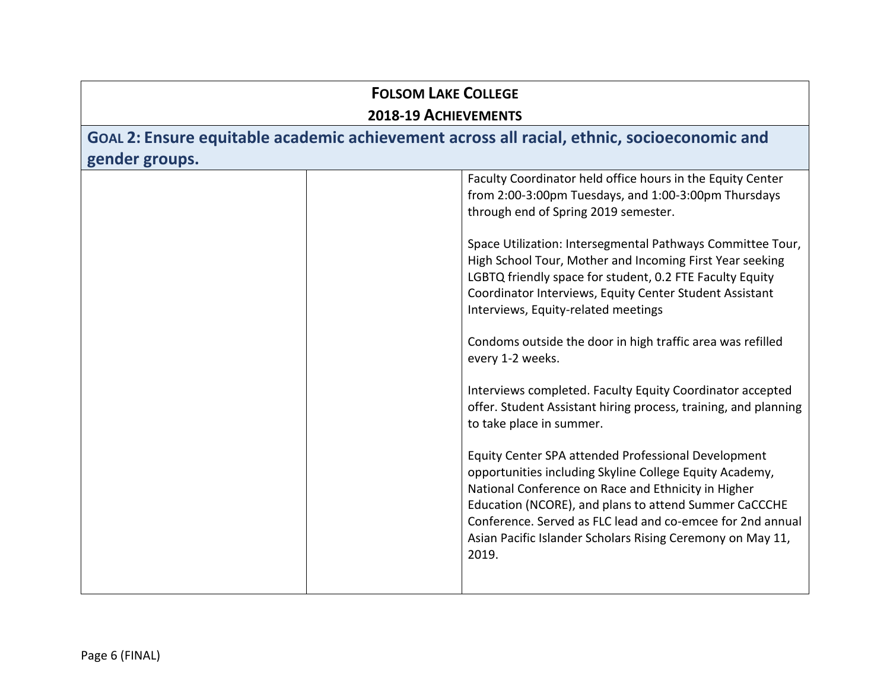| **FOLSOM LAKE COLLEGE 2018-19 ACHIEVEMENTS** | | |
|---|---|---|
| **GOAL 2: Ensure equitable academic achievement across all racial, ethnic, socioeconomic and gender groups.** | | |
| | | Faculty Coordinator held office hours in the Equity Center from 2:00-3:00pm Tuesdays, and 1:00-3:00pm Thursdays through end of Spring 2019 semester.<br><br>Space Utilization: Intersegmental Pathways Committee Tour, High School Tour, Mother and Incoming First Year seeking LGBTQ friendly space for student, 0.2 FTE Faculty Equity Coordinator Interviews, Equity Center Student Assistant Interviews, Equity-related meetings<br><br>Condoms outside the door in high traffic area was refilled every 1-2 weeks.<br><br>Interviews completed. Faculty Equity Coordinator accepted offer. Student Assistant hiring process, training, and planning to take place in summer.<br><br>Equity Center SPA attended Professional Development opportunities including Skyline College Equity Academy, National Conference on Race and Ethnicity in Higher Education (NCORE), and plans to attend Summer CaCCCHE Conference. Served as FLC lead and co-emcee for 2nd annual Asian Pacific Islander Scholars Rising Ceremony on May 11, 2019. |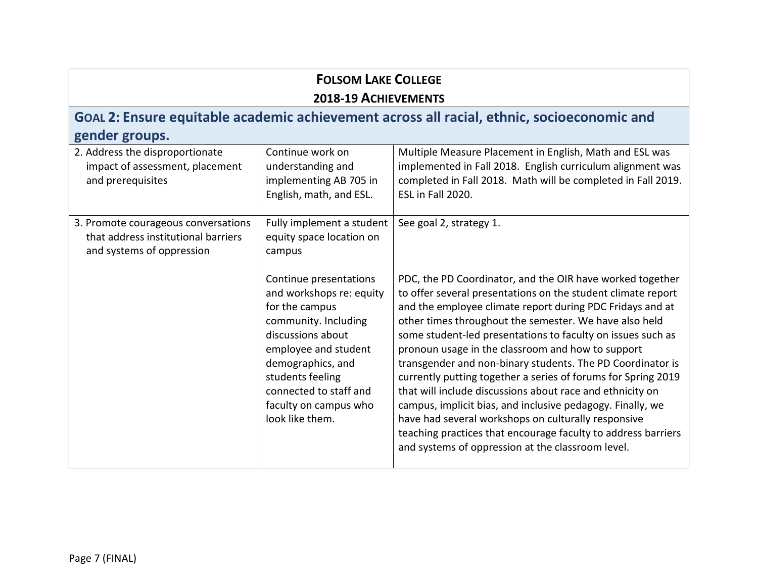| **FOLSOM LAKE COLLEGE 2018-19 ACHIEVEMENTS** | | |
|---|---|---|
| **GOAL 2: Ensure equitable academic achievement across all racial, ethnic, socioeconomic and gender groups.** | | |
| 2. Address the disproportionate impact of assessment, placement and prerequisites | Continue work on understanding and implementing AB 705 in English, math, and ESL. | Multiple Measure Placement in English, Math and ESL was implemented in Fall 2018. English curriculum alignment was completed in Fall 2018. Math will be completed in Fall 2019. ESL in Fall 2020. |
| 3. Promote courageous conversations that address institutional barriers and systems of oppression | Fully implement a student equity space location on campus | See goal 2, strategy 1. |
| | Continue presentations and workshops re: equity for the campus community. Including discussions about employee and student demographics, and students feeling connected to staff and faculty on campus who look like them. | PDC, the PD Coordinator, and the OIR have worked together to offer several presentations on the student climate report and the employee climate report during PDC Fridays and at other times throughout the semester. We have also held some student-led presentations to faculty on issues such as pronoun usage in the classroom and how to support transgender and non-binary students. The PD Coordinator is currently putting together a series of forums for Spring 2019 that will include discussions about race and ethnicity on campus, implicit bias, and inclusive pedagogy. Finally, we have had several workshops on culturally responsive teaching practices that encourage faculty to address barriers and systems of oppression at the classroom level. |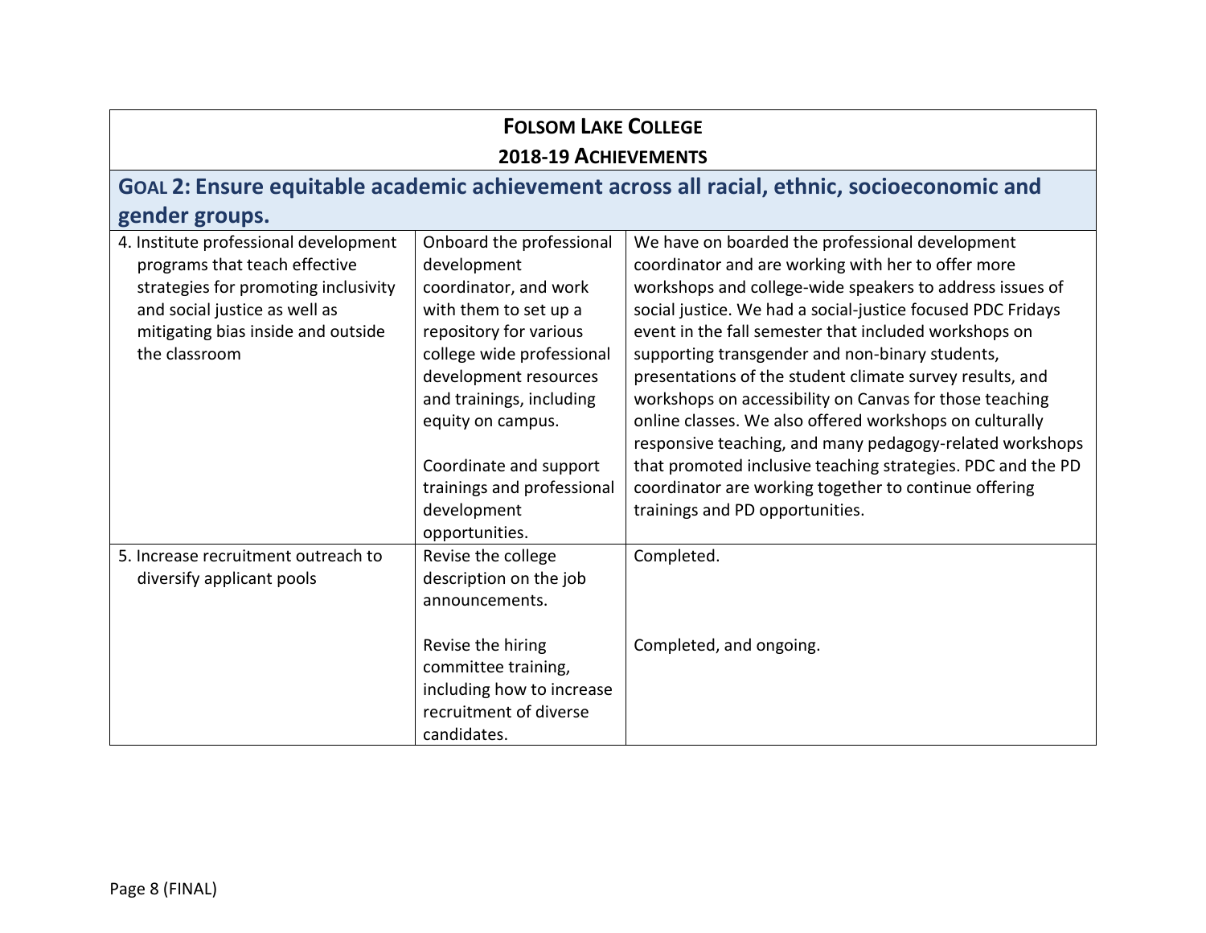| **FOLSOM LAKE COLLEGE 2018-19 ACHIEVEMENTS** | | |
|---|---|---|
| **GOAL 2: Ensure equitable academic achievement across all racial, ethnic, socioeconomic and gender groups.** | | |
| 4. Institute professional development programs that teach effective strategies for promoting inclusivity and social justice as well as mitigating bias inside and outside the classroom | Onboard the professional development coordinator, and work with them to set up a repository for various college wide professional development resources and trainings, including equity on campus.<br><br>Coordinate and support trainings and professional development opportunities. | We have on boarded the professional development coordinator and are working with her to offer more workshops and college-wide speakers to address issues of social justice. We had a social-justice focused PDC Fridays event in the fall semester that included workshops on supporting transgender and non-binary students, presentations of the student climate survey results, and workshops on accessibility on Canvas for those teaching online classes. We also offered workshops on culturally responsive teaching, and many pedagogy-related workshops that promoted inclusive teaching strategies. PDC and the PD coordinator are working together to continue offering trainings and PD opportunities. |
| 5. Increase recruitment outreach to diversify applicant pools | Revise the college description on the job announcements. | Completed. |
| | Revise the hiring committee training, including how to increase recruitment of diverse candidates. | Completed, and ongoing. |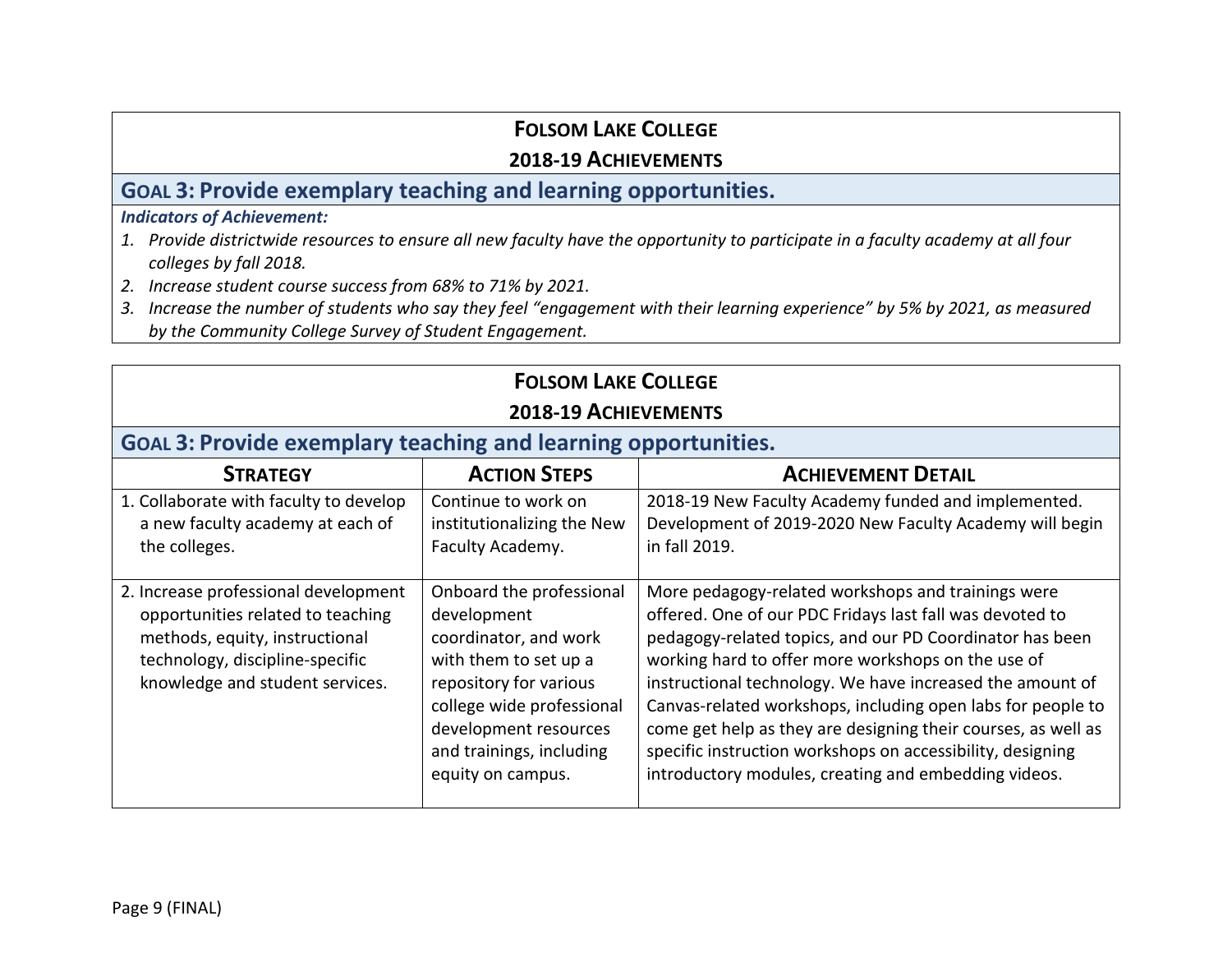# FOLSOM LAKE COLLEGE

## 2018-19 ACHIEVEMENTS

### GOAL 3: Provide exemplary teaching and learning opportunities.

***Indicators of Achievement:***

1. *Provide districtwide resources to ensure all new faculty have the opportunity to participate in a faculty academy at all four colleges by fall 2018.*
2. *Increase student course success from 68% to 71% by 2021.*
3. *Increase the number of students who say they feel "engagement with their learning experience" by 5% by 2021, as measured by the Community College Survey of Student Engagement.*

# FOLSOM LAKE COLLEGE

## 2018-19 ACHIEVEMENTS

### GOAL 3: Provide exemplary teaching and learning opportunities.

| STRATEGY | ACTION STEPS | ACHIEVEMENT DETAIL |
|---|---|---|
| 1. Collaborate with faculty to develop a new faculty academy at each of the colleges. | Continue to work on institutionalizing the New Faculty Academy. | 2018-19 New Faculty Academy funded and implemented. Development of 2019-2020 New Faculty Academy will begin in fall 2019. |
| 2. Increase professional development opportunities related to teaching methods, equity, instructional technology, discipline-specific knowledge and student services. | Onboard the professional development coordinator, and work with them to set up a repository for various college wide professional development resources and trainings, including equity on campus. | More pedagogy-related workshops and trainings were offered. One of our PDC Fridays last fall was devoted to pedagogy-related topics, and our PD Coordinator has been working hard to offer more workshops on the use of instructional technology. We have increased the amount of Canvas-related workshops, including open labs for people to come get help as they are designing their courses, as well as specific instruction workshops on accessibility, designing introductory modules, creating and embedding videos. |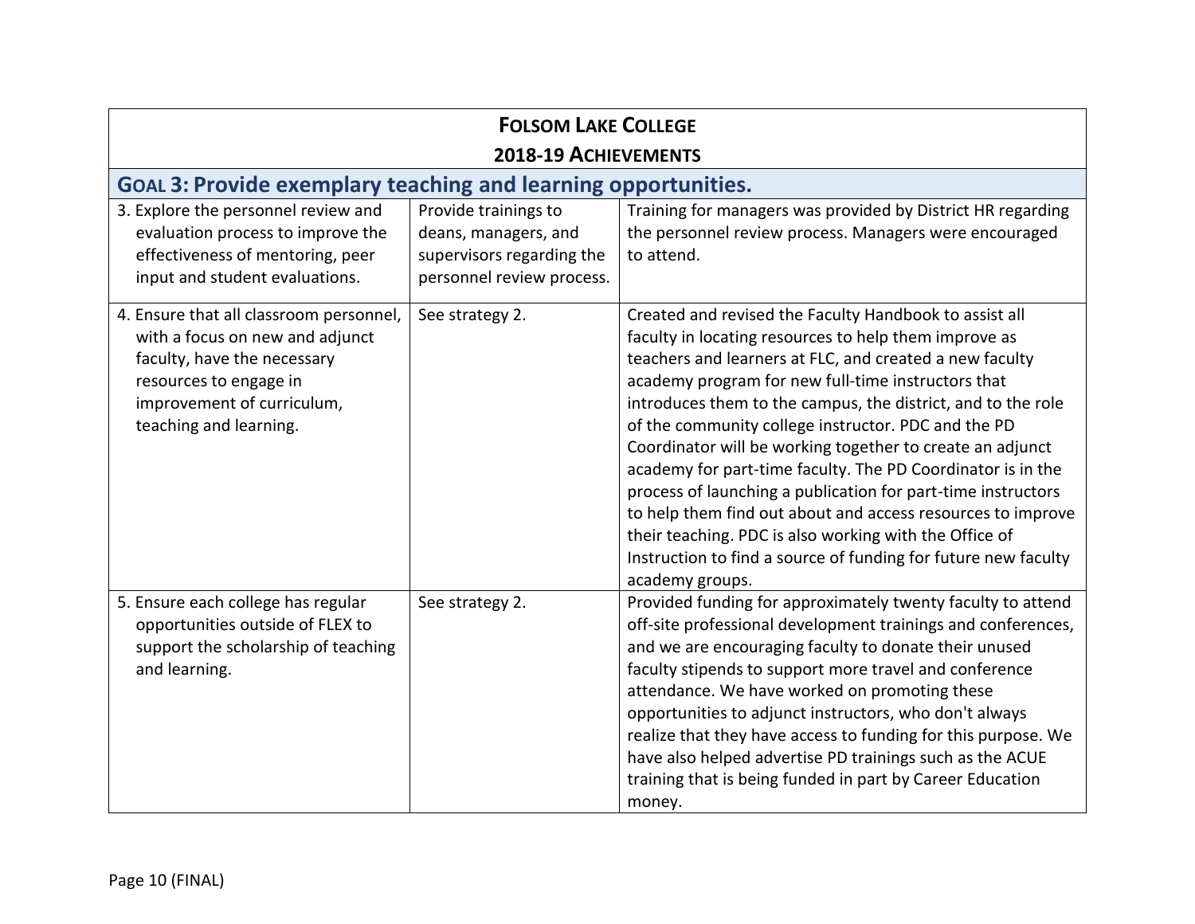| **FOLSOM LAKE COLLEGE**<br>**2018-19 ACHIEVEMENTS** | | |
|---|---|---|
| **GOAL 3: Provide exemplary teaching and learning opportunities.** | | |
| 3. Explore the personnel review and evaluation process to improve the effectiveness of mentoring, peer input and student evaluations. | Provide trainings to deans, managers, and supervisors regarding the personnel review process. | Training for managers was provided by District HR regarding the personnel review process. Managers were encouraged to attend. |
| 4. Ensure that all classroom personnel, with a focus on new and adjunct faculty, have the necessary resources to engage in improvement of curriculum, teaching and learning. | See strategy 2. | Created and revised the Faculty Handbook to assist all faculty in locating resources to help them improve as teachers and learners at FLC, and created a new faculty academy program for new full-time instructors that introduces them to the campus, the district, and to the role of the community college instructor. PDC and the PD Coordinator will be working together to create an adjunct academy for part-time faculty. The PD Coordinator is in the process of launching a publication for part-time instructors to help them find out about and access resources to improve their teaching. PDC is also working with the Office of Instruction to find a source of funding for future new faculty academy groups. |
| 5. Ensure each college has regular opportunities outside of FLEX to support the scholarship of teaching and learning. | See strategy 2. | Provided funding for approximately twenty faculty to attend off-site professional development trainings and conferences, and we are encouraging faculty to donate their unused faculty stipends to support more travel and conference attendance. We have worked on promoting these opportunities to adjunct instructors, who don't always realize that they have access to funding for this purpose. We have also helped advertise PD trainings such as the ACUE training that is being funded in part by Career Education money. |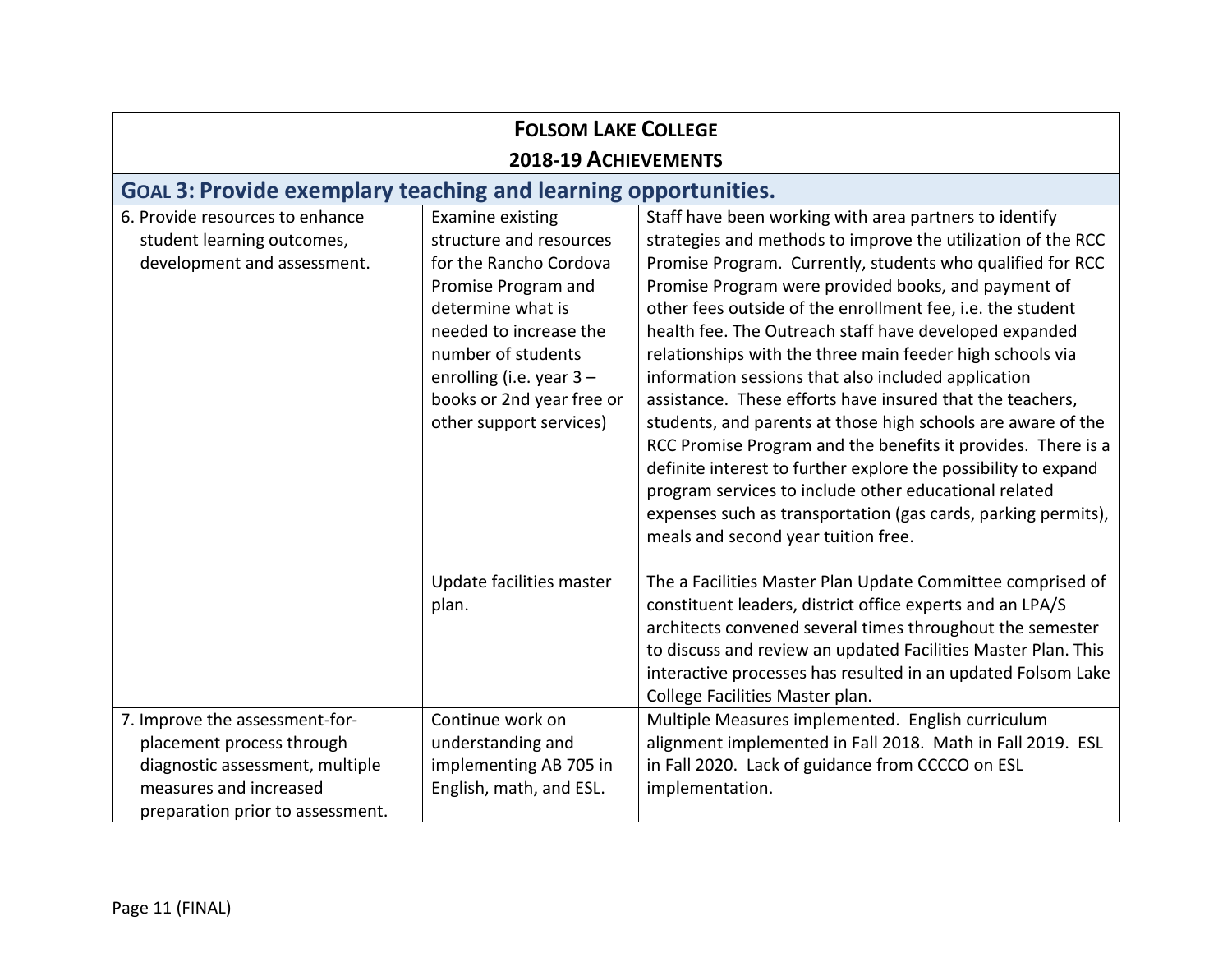## Folsom Lake College

## 2018-19 Achievements

### Goal 3: Provide exemplary teaching and learning opportunities.

| | | |
|---|---|---|
| 6. Provide resources to enhance student learning outcomes, development and assessment. | Examine existing structure and resources for the Rancho Cordova Promise Program and determine what is needed to increase the number of students enrolling (i.e. year 3 – books or 2nd year free or other support services) | Staff have been working with area partners to identify strategies and methods to improve the utilization of the RCC Promise Program. Currently, students who qualified for RCC Promise Program were provided books, and payment of other fees outside of the enrollment fee, i.e. the student health fee. The Outreach staff have developed expanded relationships with the three main feeder high schools via information sessions that also included application assistance. These efforts have insured that the teachers, students, and parents at those high schools are aware of the RCC Promise Program and the benefits it provides. There is a definite interest to further explore the possibility to expand program services to include other educational related expenses such as transportation (gas cards, parking permits), meals and second year tuition free. |
| | Update facilities master plan. | The a Facilities Master Plan Update Committee comprised of constituent leaders, district office experts and an LPA/S architects convened several times throughout the semester to discuss and review an updated Facilities Master Plan. This interactive processes has resulted in an updated Folsom Lake College Facilities Master plan. |
| 7. Improve the assessment-for-placement process through diagnostic assessment, multiple measures and increased preparation prior to assessment. | Continue work on understanding and implementing AB 705 in English, math, and ESL. | Multiple Measures implemented. English curriculum alignment implemented in Fall 2018. Math in Fall 2019. ESL in Fall 2020. Lack of guidance from CCCCO on ESL implementation. |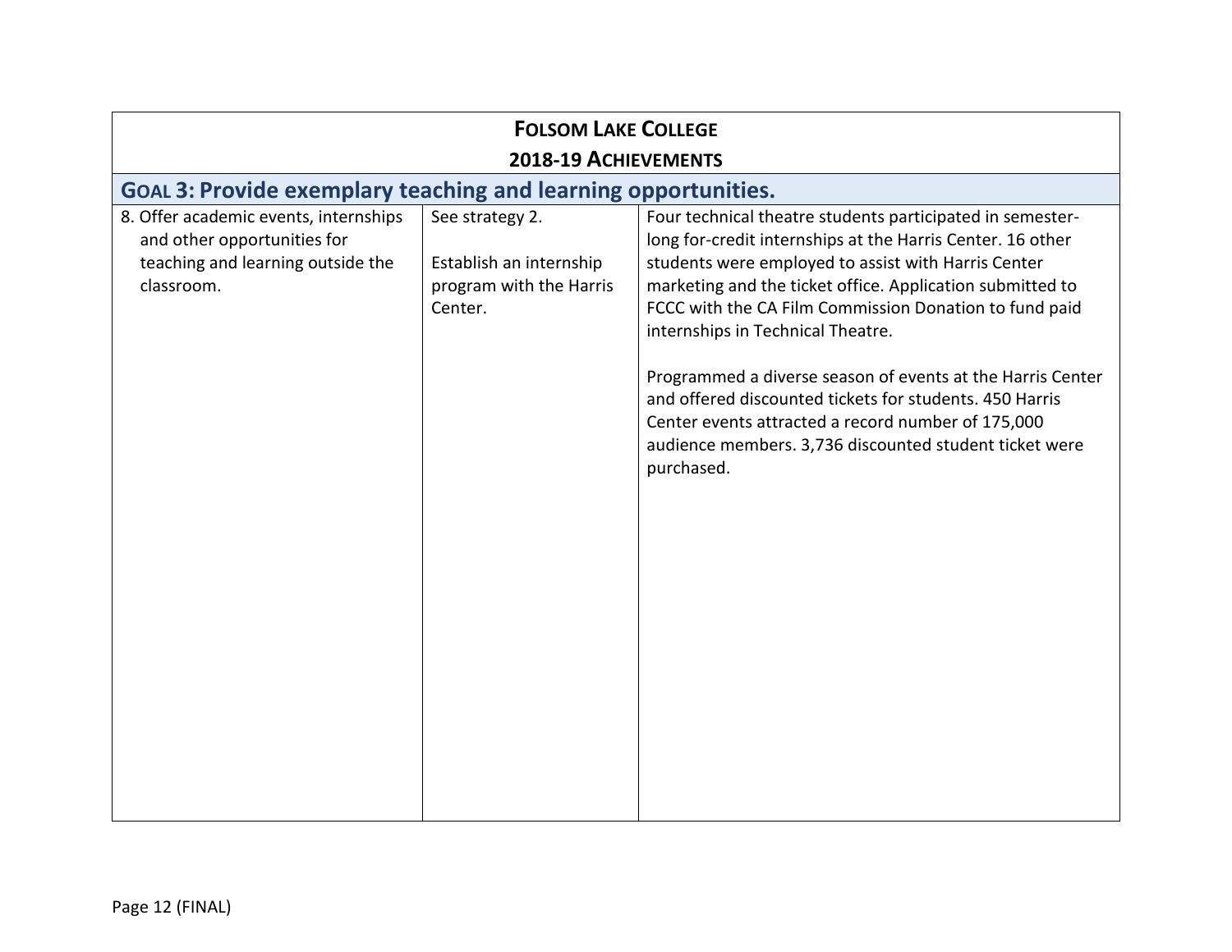| **FOLSOM LAKE COLLEGE 2018-19 ACHIEVEMENTS** | | |
|---|---|---|
| **GOAL 3: Provide exemplary teaching and learning opportunities.** | | |
| 8. Offer academic events, internships and other opportunities for teaching and learning outside the classroom. | See strategy 2.<br><br>Establish an internship program with the Harris Center. | Four technical theatre students participated in semester-long for-credit internships at the Harris Center. 16 other students were employed to assist with Harris Center marketing and the ticket office. Application submitted to FCCC with the CA Film Commission Donation to fund paid internships in Technical Theatre.<br><br>Programmed a diverse season of events at the Harris Center and offered discounted tickets for students. 450 Harris Center events attracted a record number of 175,000 audience members. 3,736 discounted student ticket were purchased. |

Page 12 (FINAL)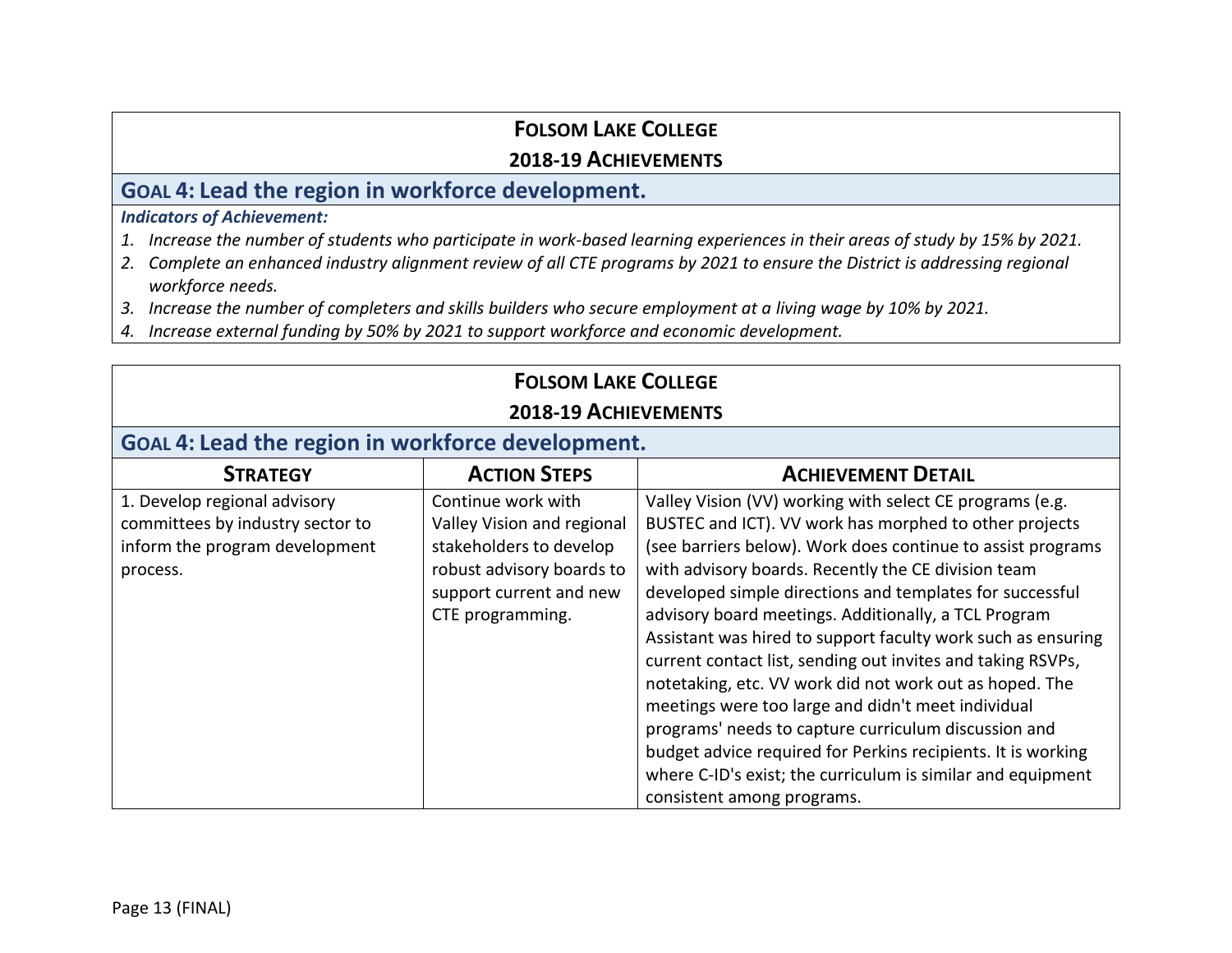## FOLSOM LAKE COLLEGE

### 2018-19 ACHIEVEMENTS

### GOAL 4: Lead the region in workforce development.

***Indicators of Achievement:***

1. *Increase the number of students who participate in work-based learning experiences in their areas of study by 15% by 2021.*
2. *Complete an enhanced industry alignment review of all CTE programs by 2021 to ensure the District is addressing regional workforce needs.*
3. *Increase the number of completers and skills builders who secure employment at a living wage by 10% by 2021.*
4. *Increase external funding by 50% by 2021 to support workforce and economic development.*

## FOLSOM LAKE COLLEGE

### 2018-19 ACHIEVEMENTS

### GOAL 4: Lead the region in workforce development.

| STRATEGY | ACTION STEPS | ACHIEVEMENT DETAIL |
|---|---|---|
| 1. Develop regional advisory committees by industry sector to inform the program development process. | Continue work with Valley Vision and regional stakeholders to develop robust advisory boards to support current and new CTE programming. | Valley Vision (VV) working with select CE programs (e.g. BUSTEC and ICT). VV work has morphed to other projects (see barriers below). Work does continue to assist programs with advisory boards. Recently the CE division team developed simple directions and templates for successful advisory board meetings. Additionally, a TCL Program Assistant was hired to support faculty work such as ensuring current contact list, sending out invites and taking RSVPs, notetaking, etc. VV work did not work out as hoped. The meetings were too large and didn't meet individual programs' needs to capture curriculum discussion and budget advice required for Perkins recipients. It is working where C-ID's exist; the curriculum is similar and equipment consistent among programs. |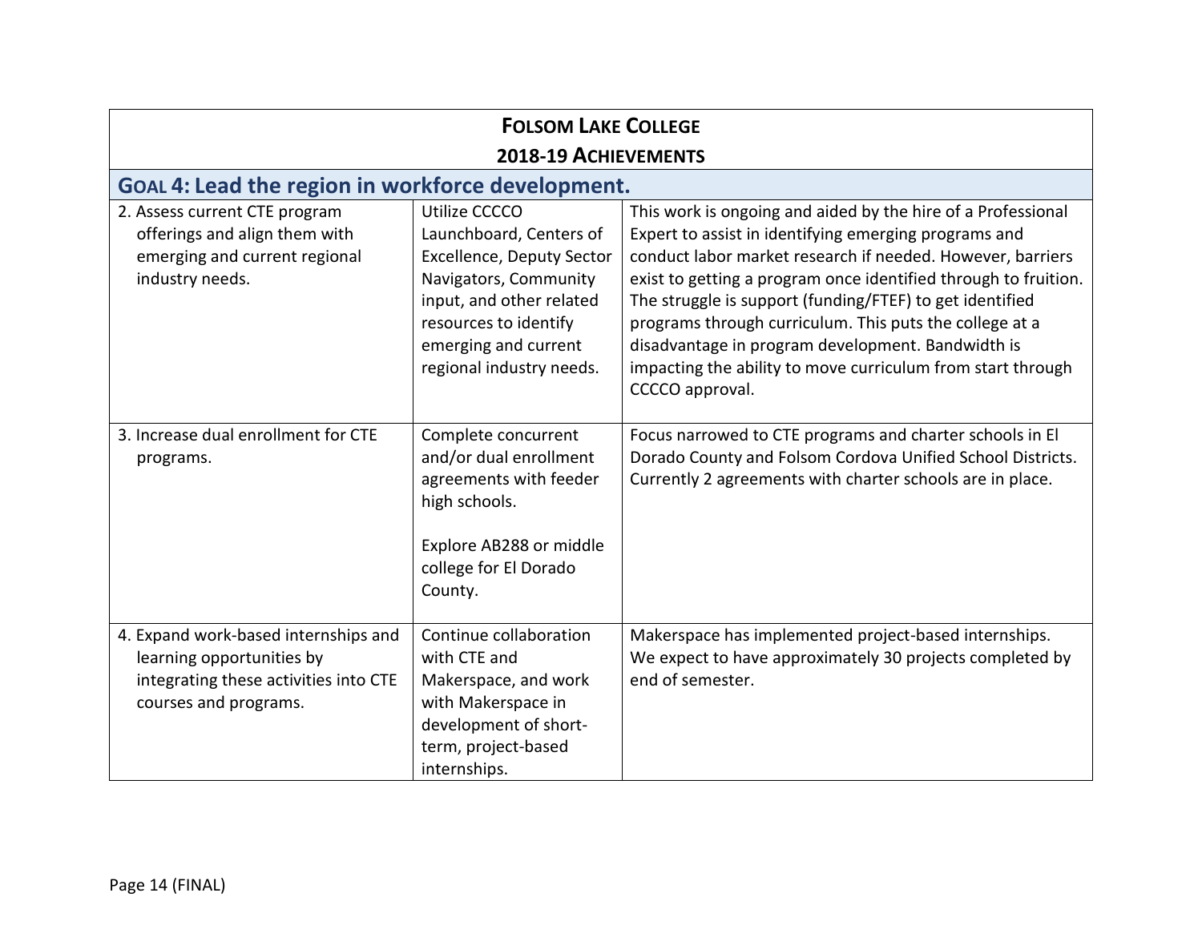| **FOLSOM LAKE COLLEGE 2018-19 ACHIEVEMENTS** | | |
|---|---|---|
| **GOAL 4: Lead the region in workforce development.** | | |
| 2. Assess current CTE program offerings and align them with emerging and current regional industry needs. | Utilize CCCCO Launchboard, Centers of Excellence, Deputy Sector Navigators, Community input, and other related resources to identify emerging and current regional industry needs. | This work is ongoing and aided by the hire of a Professional Expert to assist in identifying emerging programs and conduct labor market research if needed. However, barriers exist to getting a program once identified through to fruition. The struggle is support (funding/FTEF) to get identified programs through curriculum. This puts the college at a disadvantage in program development. Bandwidth is impacting the ability to move curriculum from start through CCCCO approval. |
| 3. Increase dual enrollment for CTE programs. | Complete concurrent and/or dual enrollment agreements with feeder high schools.<br><br>Explore AB288 or middle college for El Dorado County. | Focus narrowed to CTE programs and charter schools in El Dorado County and Folsom Cordova Unified School Districts. Currently 2 agreements with charter schools are in place. |
| 4. Expand work-based internships and learning opportunities by integrating these activities into CTE courses and programs. | Continue collaboration with CTE and Makerspace, and work with Makerspace in development of short-term, project-based internships. | Makerspace has implemented project-based internships. We expect to have approximately 30 projects completed by end of semester. |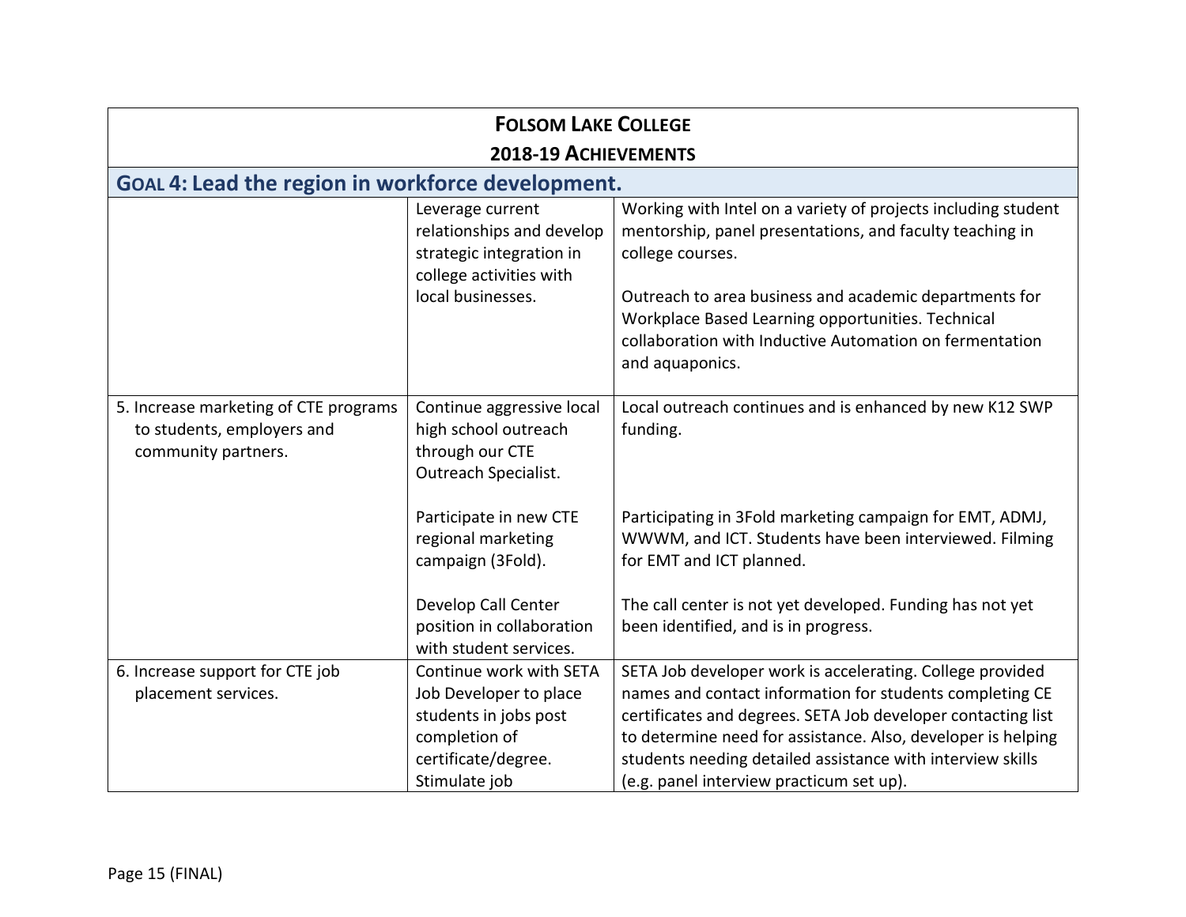| **FOLSOM LAKE COLLEGE 2018-19 ACHIEVEMENTS** | | |
|---|---|---|
| **GOAL 4: Lead the region in workforce development.** | | |
| | Leverage current relationships and develop strategic integration in college activities with local businesses. | Working with Intel on a variety of projects including student mentorship, panel presentations, and faculty teaching in college courses.<br><br>Outreach to area business and academic departments for Workplace Based Learning opportunities. Technical collaboration with Inductive Automation on fermentation and aquaponics. |
| 5. Increase marketing of CTE programs to students, employers and community partners. | Continue aggressive local high school outreach through our CTE Outreach Specialist.<br><br>Participate in new CTE regional marketing campaign (3Fold).<br><br>Develop Call Center position in collaboration with student services. | Local outreach continues and is enhanced by new K12 SWP funding.<br><br>Participating in 3Fold marketing campaign for EMT, ADMJ, WWWM, and ICT. Students have been interviewed. Filming for EMT and ICT planned.<br><br>The call center is not yet developed. Funding has not yet been identified, and is in progress. |
| 6. Increase support for CTE job placement services. | Continue work with SETA Job Developer to place students in jobs post completion of certificate/degree. Stimulate job | SETA Job developer work is accelerating. College provided names and contact information for students completing CE certificates and degrees. SETA Job developer contacting list to determine need for assistance. Also, developer is helping students needing detailed assistance with interview skills (e.g. panel interview practicum set up). |

Page 15 (FINAL)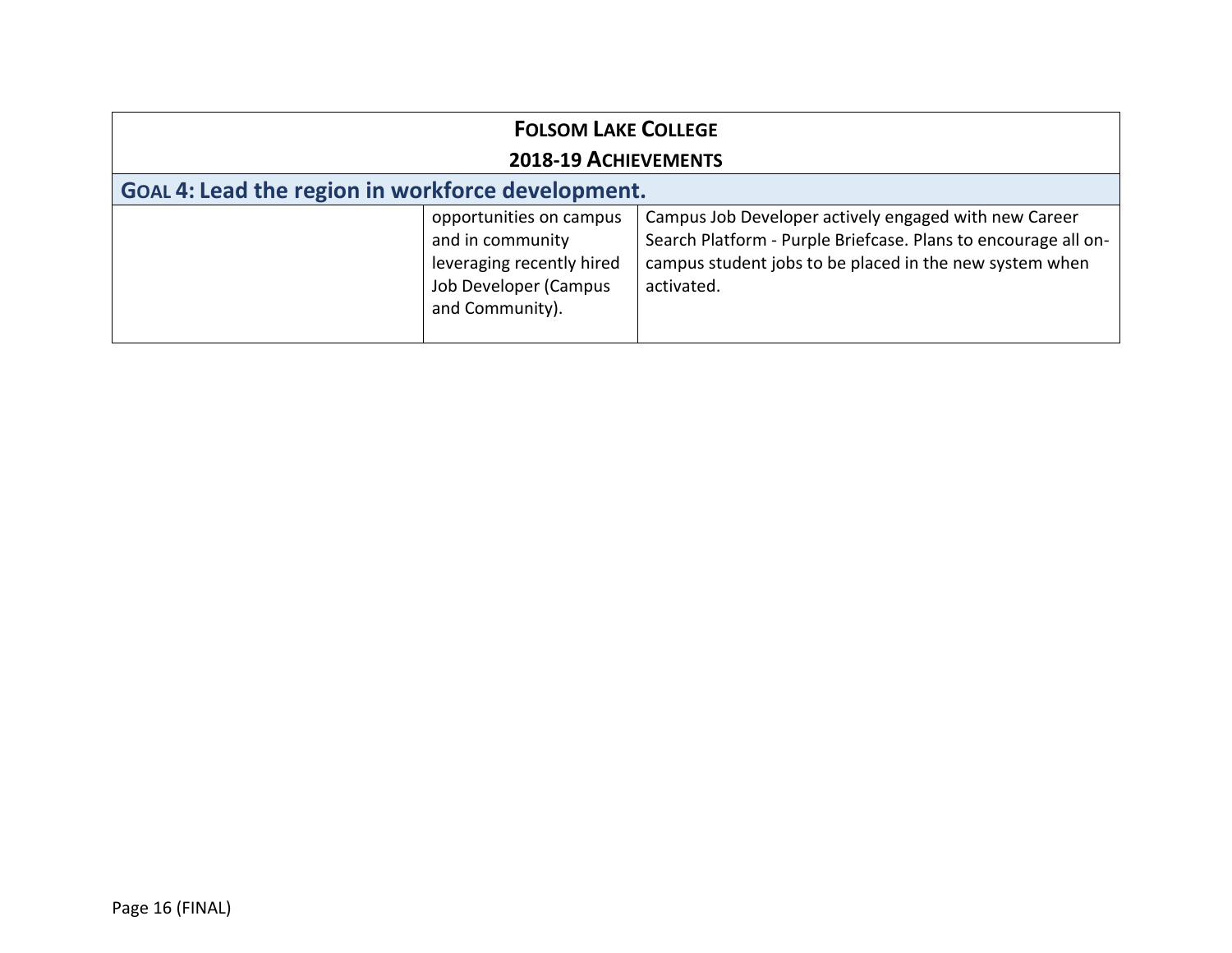| **FOLSOM LAKE COLLEGE 2018-19 ACHIEVEMENTS** | | |
|---|---|---|
| **GOAL 4: Lead the region in workforce development.** | | |
| | opportunities on campus and in community leveraging recently hired Job Developer (Campus and Community). | Campus Job Developer actively engaged with new Career Search Platform - Purple Briefcase. Plans to encourage all on-campus student jobs to be placed in the new system when activated. |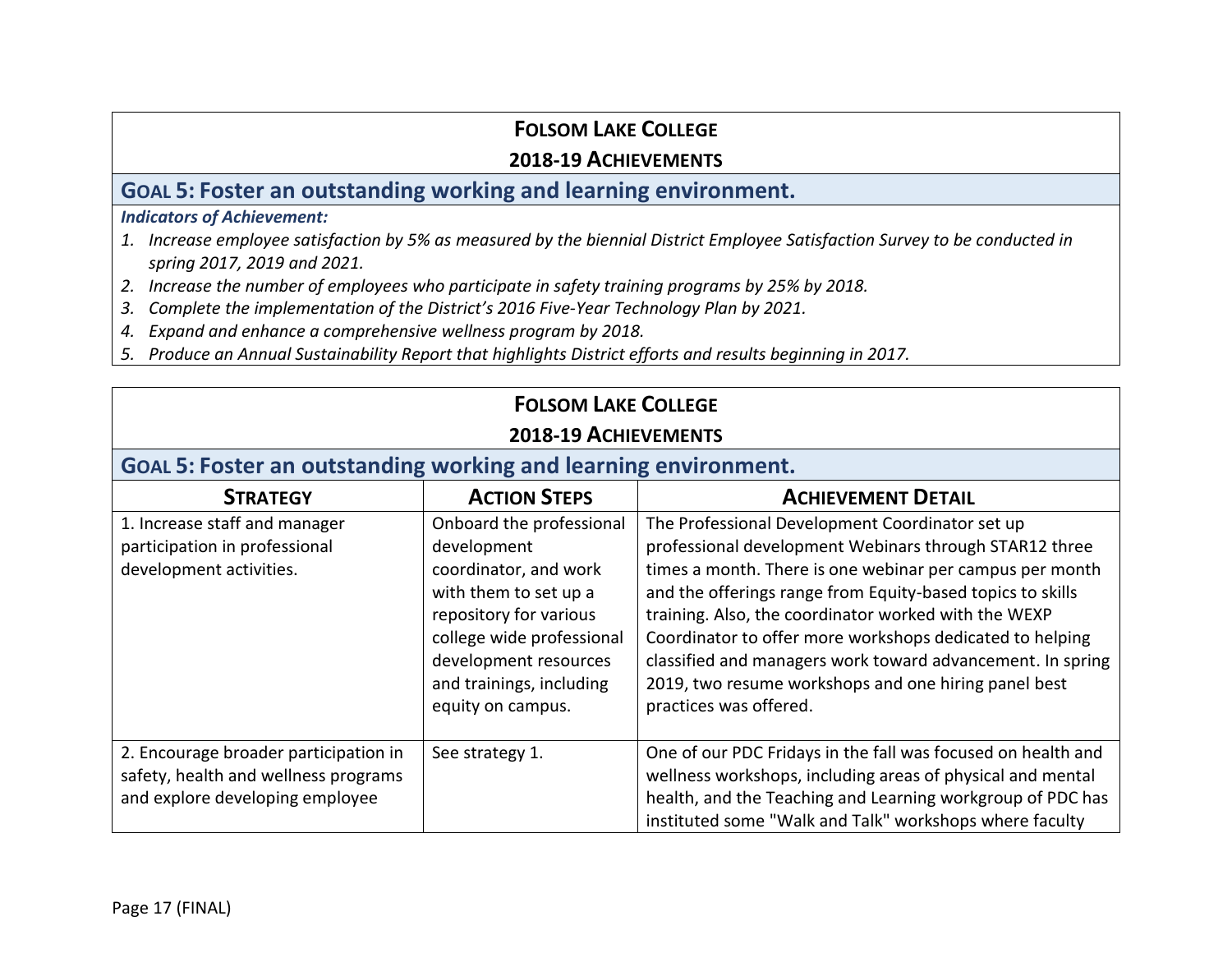# FOLSOM LAKE COLLEGE

## 2018-19 ACHIEVEMENTS

### GOAL 5: Foster an outstanding working and learning environment.

***Indicators of Achievement:***

1. *Increase employee satisfaction by 5% as measured by the biennial District Employee Satisfaction Survey to be conducted in spring 2017, 2019 and 2021.*
2. *Increase the number of employees who participate in safety training programs by 25% by 2018.*
3. *Complete the implementation of the District's 2016 Five-Year Technology Plan by 2021.*
4. *Expand and enhance a comprehensive wellness program by 2018.*
5. *Produce an Annual Sustainability Report that highlights District efforts and results beginning in 2017.*

# FOLSOM LAKE COLLEGE

## 2018-19 ACHIEVEMENTS

### GOAL 5: Foster an outstanding working and learning environment.

| STRATEGY | ACTION STEPS | ACHIEVEMENT DETAIL |
|---|---|---|
| 1. Increase staff and manager participation in professional development activities. | Onboard the professional development coordinator, and work with them to set up a repository for various college wide professional development resources and trainings, including equity on campus. | The Professional Development Coordinator set up professional development Webinars through STAR12 three times a month. There is one webinar per campus per month and the offerings range from Equity-based topics to skills training. Also, the coordinator worked with the WEXP Coordinator to offer more workshops dedicated to helping classified and managers work toward advancement. In spring 2019, two resume workshops and one hiring panel best practices was offered. |
| 2. Encourage broader participation in safety, health and wellness programs and explore developing employee | See strategy 1. | One of our PDC Fridays in the fall was focused on health and wellness workshops, including areas of physical and mental health, and the Teaching and Learning workgroup of PDC has instituted some "Walk and Talk" workshops where faculty |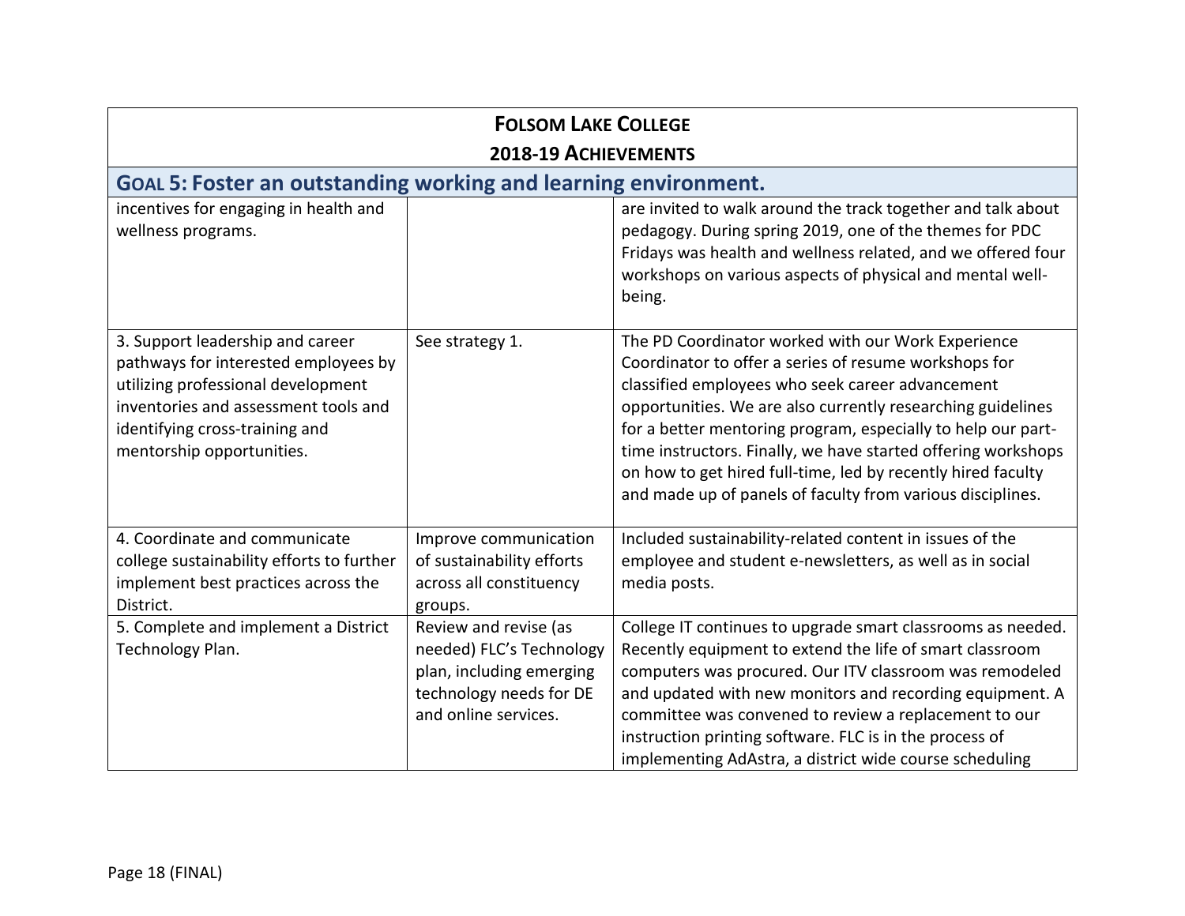| **FOLSOM LAKE COLLEGE 2018-19 ACHIEVEMENTS** | | |
|---|---|---|
| **GOAL 5: Foster an outstanding working and learning environment.** | | |
| incentives for engaging in health and wellness programs. | | are invited to walk around the track together and talk about pedagogy. During spring 2019, one of the themes for PDC Fridays was health and wellness related, and we offered four workshops on various aspects of physical and mental well-being. |
| 3. Support leadership and career pathways for interested employees by utilizing professional development inventories and assessment tools and identifying cross-training and mentorship opportunities. | See strategy 1. | The PD Coordinator worked with our Work Experience Coordinator to offer a series of resume workshops for classified employees who seek career advancement opportunities. We are also currently researching guidelines for a better mentoring program, especially to help our part-time instructors. Finally, we have started offering workshops on how to get hired full-time, led by recently hired faculty and made up of panels of faculty from various disciplines. |
| 4. Coordinate and communicate college sustainability efforts to further implement best practices across the District. | Improve communication of sustainability efforts across all constituency groups. | Included sustainability-related content in issues of the employee and student e-newsletters, as well as in social media posts. |
| 5. Complete and implement a District Technology Plan. | Review and revise (as needed) FLC's Technology plan, including emerging technology needs for DE and online services. | College IT continues to upgrade smart classrooms as needed. Recently equipment to extend the life of smart classroom computers was procured. Our ITV classroom was remodeled and updated with new monitors and recording equipment. A committee was convened to review a replacement to our instruction printing software. FLC is in the process of implementing AdAstra, a district wide course scheduling |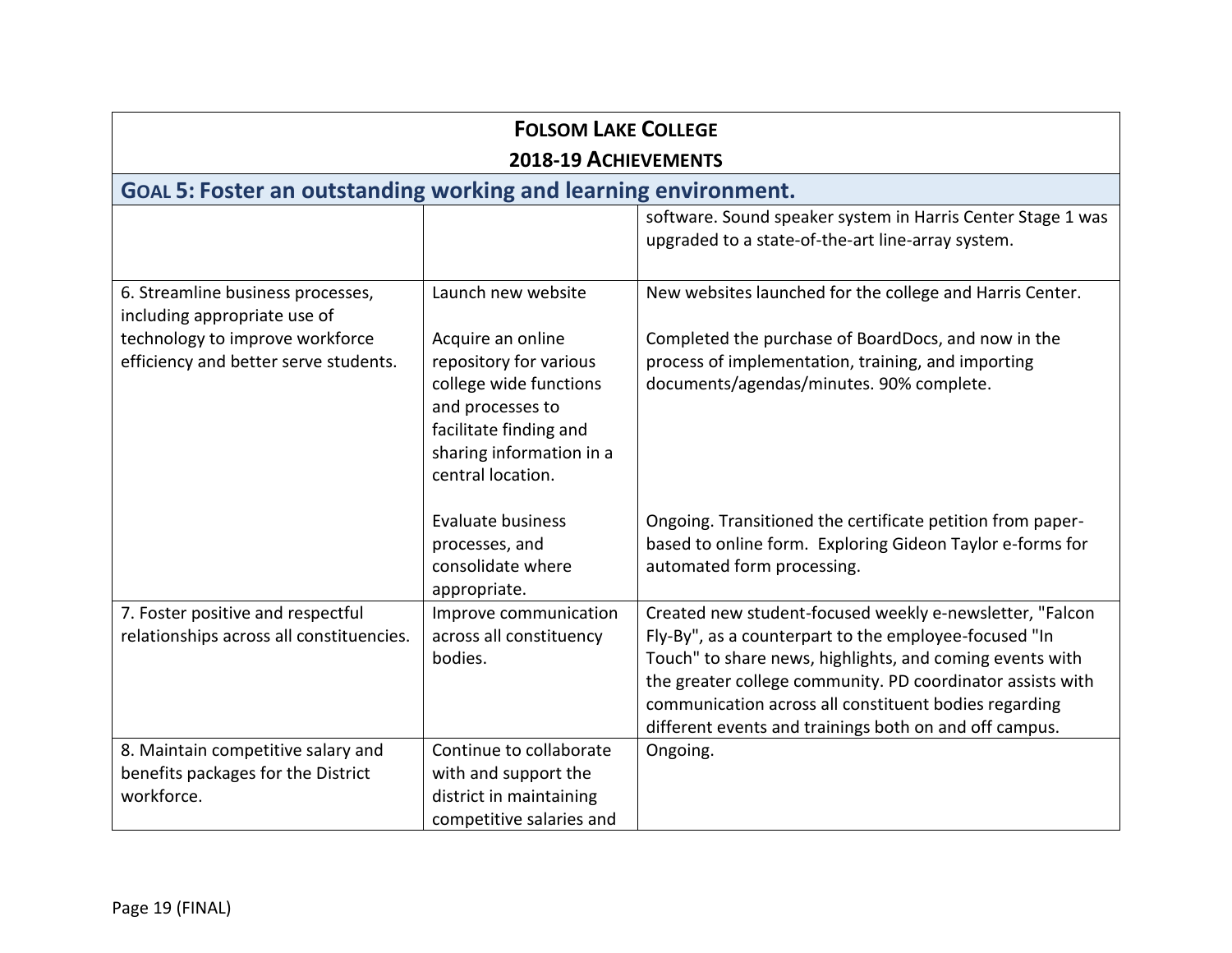| **FOLSOM LAKE COLLEGE 2018-19 ACHIEVEMENTS** | | |
|---|---|---|
| **GOAL 5: Foster an outstanding working and learning environment.** | | |
| | | software. Sound speaker system in Harris Center Stage 1 was upgraded to a state-of-the-art line-array system. |
| 6. Streamline business processes, including appropriate use of technology to improve workforce efficiency and better serve students. | Launch new website | New websites launched for the college and Harris Center. |
| | Acquire an online repository for various college wide functions and processes to facilitate finding and sharing information in a central location. | Completed the purchase of BoardDocs, and now in the process of implementation, training, and importing documents/agendas/minutes. 90% complete. |
| | Evaluate business processes, and consolidate where appropriate. | Ongoing. Transitioned the certificate petition from paper-based to online form. Exploring Gideon Taylor e-forms for automated form processing. |
| 7. Foster positive and respectful relationships across all constituencies. | Improve communication across all constituency bodies. | Created new student-focused weekly e-newsletter, "Falcon Fly-By", as a counterpart to the employee-focused "In Touch" to share news, highlights, and coming events with the greater college community. PD coordinator assists with communication across all constituent bodies regarding different events and trainings both on and off campus. |
| 8. Maintain competitive salary and benefits packages for the District workforce. | Continue to collaborate with and support the district in maintaining competitive salaries and | Ongoing. |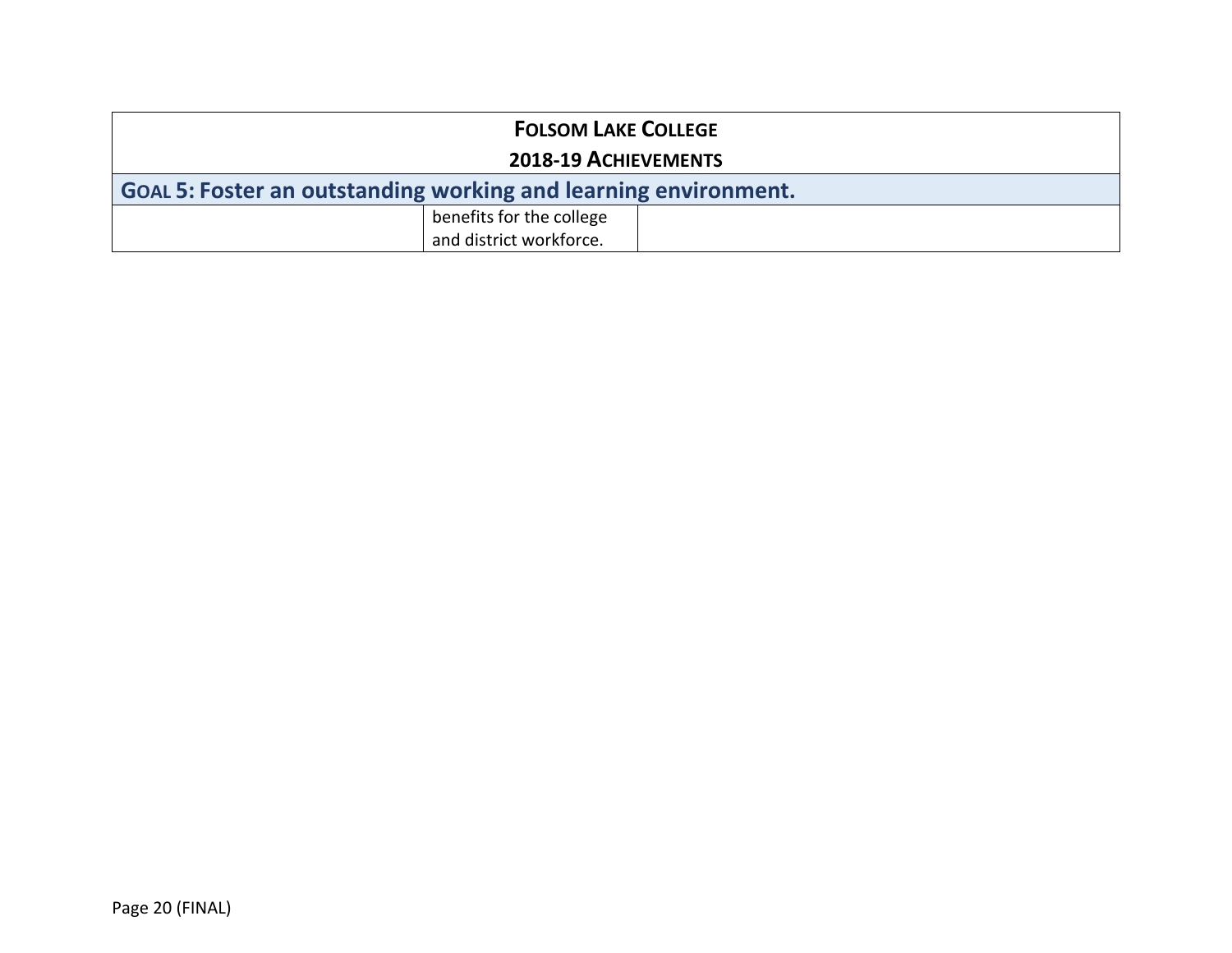**FOLSOM LAKE COLLEGE**

**2018-19 ACHIEVEMENTS**

## GOAL 5: Foster an outstanding working and learning environment.

| | | |
|---|---|---|
| | benefits for the college and district workforce. | |